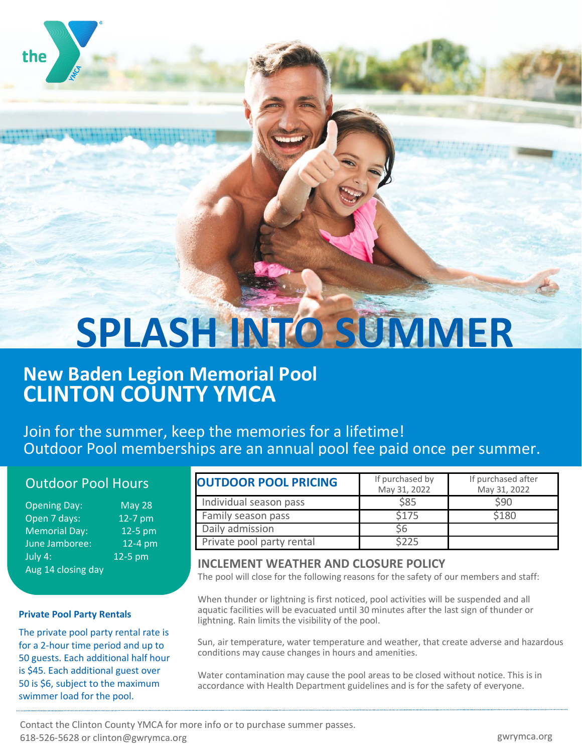the YMCA

# SPLASH INTO SUMMER

## New Baden Legion Memorial Pool
## CLINTON COUNTY YMCA

Join for the summer, keep the memories for a lifetime!
Outdoor Pool memberships are an annual pool fee paid once per summer.

### Outdoor Pool Hours

| | |
|---|---|
| Opening Day: | May 28 |
| Open 7 days: | 12-7 pm |
| Memorial Day: | 12-5 pm |
| June Jamboree: | 12-4 pm |
| July 4: | 12-5 pm |
| Aug 14 closing day | |

**Private Pool Party Rentals**

The private pool party rental rate is for a 2-hour time period and up to 50 guests. Each additional half hour is $45. Each additional guest over 50 is $6, subject to the maximum swimmer load for the pool.

| OUTDOOR POOL PRICING | If purchased by May 31, 2022 | If purchased after May 31, 2022 |
|---|---|---|
| Individual season pass | $85 | $90 |
| Family season pass | $175 | $180 |
| Daily admission | $6 | |
| Private pool party rental | $225 | |

### INCLEMENT WEATHER AND CLOSURE POLICY

The pool will close for the following reasons for the safety of our members and staff:

When thunder or lightning is first noticed, pool activities will be suspended and all aquatic facilities will be evacuated until 30 minutes after the last sign of thunder or lightning. Rain limits the visibility of the pool.

Sun, air temperature, water temperature and weather, that create adverse and hazardous conditions may cause changes in hours and amenities.

Water contamination may cause the pool areas to be closed without notice. This is in accordance with Health Department guidelines and is for the safety of everyone.

Contact the Clinton County YMCA for more info or to purchase summer passes.
618-526-5628 or clinton@gwrymca.org

gwrymca.org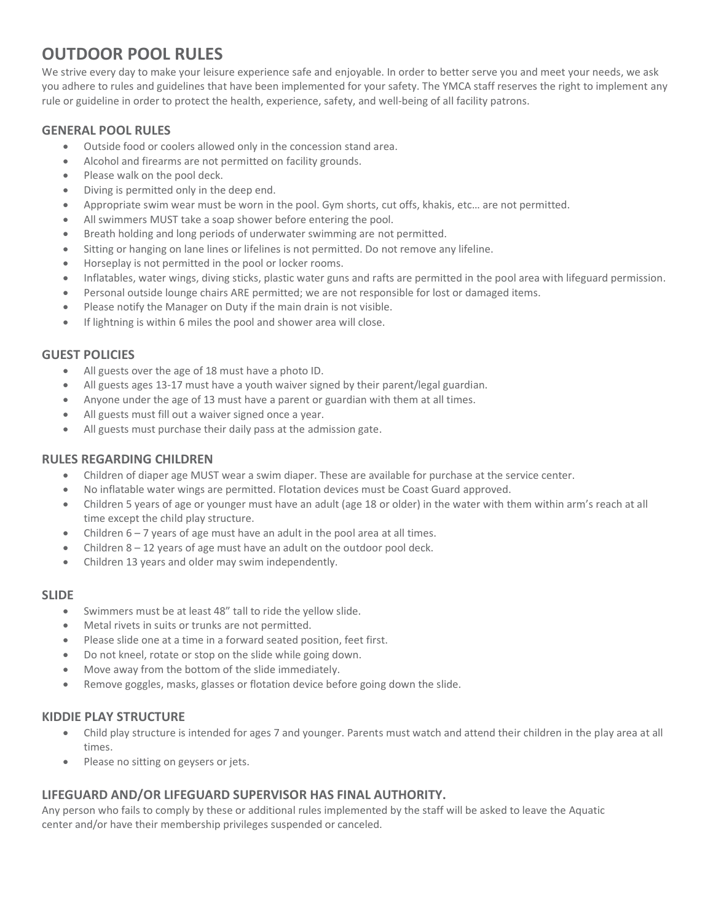# OUTDOOR POOL RULES

We strive every day to make your leisure experience safe and enjoyable. In order to better serve you and meet your needs, we ask you adhere to rules and guidelines that have been implemented for your safety. The YMCA staff reserves the right to implement any rule or guideline in order to protect the health, experience, safety, and well-being of all facility patrons.

## GENERAL POOL RULES

- Outside food or coolers allowed only in the concession stand area.
- Alcohol and firearms are not permitted on facility grounds.
- Please walk on the pool deck.
- Diving is permitted only in the deep end.
- Appropriate swim wear must be worn in the pool. Gym shorts, cut offs, khakis, etc… are not permitted.
- All swimmers MUST take a soap shower before entering the pool.
- Breath holding and long periods of underwater swimming are not permitted.
- Sitting or hanging on lane lines or lifelines is not permitted. Do not remove any lifeline.
- Horseplay is not permitted in the pool or locker rooms.
- Inflatables, water wings, diving sticks, plastic water guns and rafts are permitted in the pool area with lifeguard permission.
- Personal outside lounge chairs ARE permitted; we are not responsible for lost or damaged items.
- Please notify the Manager on Duty if the main drain is not visible.
- If lightning is within 6 miles the pool and shower area will close.

## GUEST POLICIES

- All guests over the age of 18 must have a photo ID.
- All guests ages 13-17 must have a youth waiver signed by their parent/legal guardian.
- Anyone under the age of 13 must have a parent or guardian with them at all times.
- All guests must fill out a waiver signed once a year.
- All guests must purchase their daily pass at the admission gate.

## RULES REGARDING CHILDREN

- Children of diaper age MUST wear a swim diaper. These are available for purchase at the service center.
- No inflatable water wings are permitted. Flotation devices must be Coast Guard approved.
- Children 5 years of age or younger must have an adult (age 18 or older) in the water with them within arm's reach at all time except the child play structure.
- Children 6 – 7 years of age must have an adult in the pool area at all times.
- Children 8 – 12 years of age must have an adult on the outdoor pool deck.
- Children 13 years and older may swim independently.

## SLIDE

- Swimmers must be at least 48" tall to ride the yellow slide.
- Metal rivets in suits or trunks are not permitted.
- Please slide one at a time in a forward seated position, feet first.
- Do not kneel, rotate or stop on the slide while going down.
- Move away from the bottom of the slide immediately.
- Remove goggles, masks, glasses or flotation device before going down the slide.

## KIDDIE PLAY STRUCTURE

- Child play structure is intended for ages 7 and younger. Parents must watch and attend their children in the play area at all times.
- Please no sitting on geysers or jets.

## LIFEGUARD AND/OR LIFEGUARD SUPERVISOR HAS FINAL AUTHORITY.

Any person who fails to comply by these or additional rules implemented by the staff will be asked to leave the Aquatic center and/or have their membership privileges suspended or canceled.